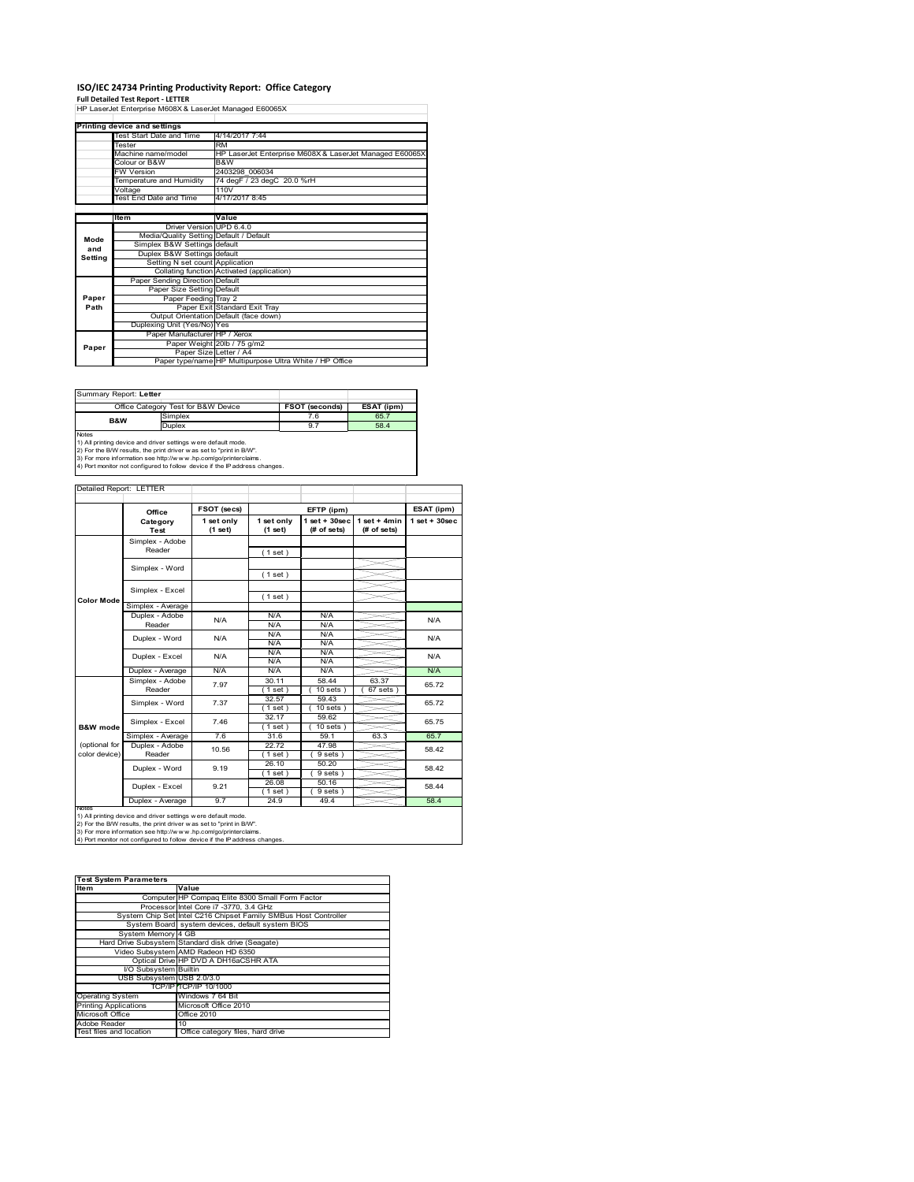# ISO/IEC 24734 Printing Productivity Report: Office Category

**Full Detailed Test Report - LETTER**

HP LaserJet Enterprise M608X & LaserJet Managed E60065X

| Printing device and settings | |
|---|---|
| Test Start Date and Time | 4/14/2017 7:44 |
| Tester | RM |
| Machine name/model | HP LaserJet Enterprise M608X & LaserJet Managed E60065X |
| Colour or B&W | B&W |
| FW Version | 2403298_006034 |
| Temperature and Humidity | 74 degF / 23 degC 20.0 %rH |
| Voltage | 110V |
| Test End Date and Time | 4/17/2017 8:45 |

| | Item | Value |
|---|---|---|
| Mode and Setting | Driver Version | UPD 6.4.0 |
| | Media/Quality Setting | Default / Default |
| | Simplex B&W Settings | default |
| | Duplex B&W Settings | default |
| | Setting N set count | Application |
| | Collating function | Activated (application) |
| Paper Path | Paper Sending Direction | Default |
| | Paper Size Setting | Default |
| | Paper Feeding | Tray 2 |
| | Paper Exit | Standard Exit Tray |
| | Output Orientation | Default (face down) |
| | Duplexing Unit (Yes/No) | Yes |
| Paper | Paper Manufacturer | HP / Xerox |
| | Paper Weight | 20lb / 75 g/m2 |
| | Paper Size | Letter / A4 |
| | Paper type/name | HP Multipurpose Ultra White / HP Office |

Summary Report: **Letter**

| Office Category Test for B&W Device | | FSOT (seconds) | ESAT (ipm) |
|---|---|---|---|
| B&W | Simplex | 7.6 | 65.7 |
| | Duplex | 9.7 | 58.4 |

Notes
1) All printing device and driver settings were default mode.
2) For the B/W results, the print driver was set to "print in B/W".
3) For more information see http://www.hp.com/go/printerclaims.
4) Port monitor not configured to follow device if the IP address changes.

Detailed Report: LETTER

| | Office Category Test | FSOT (secs) | EFTP (ipm) | | | ESAT (ipm) |
|---|---|---|---|---|---|---|
| | | 1 set only (1 set) | 1 set only (1 set) | 1 set + 30sec (# of sets) | 1 set + 4min (# of sets) | 1 set + 30sec |
| Color Mode | Simplex - Adobe Reader | | (1 set) | | | |
| | Simplex - Word | | (1 set) | | | |
| | Simplex - Excel | | (1 set) | | | |
| | Simplex - Average | | | | | |
| | Duplex - Adobe Reader | N/A | N/A<br>N/A | N/A<br>N/A | | N/A |
| | Duplex - Word | N/A | N/A<br>N/A | N/A<br>N/A | | N/A |
| | Duplex - Excel | N/A | N/A<br>N/A | N/A<br>N/A | | N/A |
| | Duplex - Average | N/A | N/A | N/A | | N/A |
| B&W mode (optional for color device) | Simplex - Adobe Reader | 7.97 | 30.11<br>(1 set) | 58.44<br>(10 sets) | 63.37<br>(67 sets) | 65.72 |
| | Simplex - Word | 7.37 | 32.57<br>(1 set) | 59.43<br>(10 sets) | | 65.72 |
| | Simplex - Excel | 7.46 | 32.17<br>(1 set) | 59.62<br>(10 sets) | | 65.75 |
| | Simplex - Average | 7.6 | 31.6 | 59.1 | 63.3 | 65.7 |
| | Duplex - Adobe Reader | 10.56 | 22.72<br>(1 set) | 47.98<br>(9 sets) | | 58.42 |
| | Duplex - Word | 9.19 | 26.10<br>(1 set) | 50.20<br>(9 sets) | | 58.42 |
| | Duplex - Excel | 9.21 | 26.08<br>(1 set) | 50.16<br>(9 sets) | | 58.44 |
| | Duplex - Average | 9.7 | 24.9 | 49.4 | | 58.4 |

Notes
1) All printing device and driver settings were default mode.
2) For the B/W results, the print driver was set to "print in B/W".
3) For more information see http://www.hp.com/go/printerclaims.
4) Port monitor not configured to follow device if the IP address changes.

| Test System Parameters | |
|---|---|
| Item | Value |
| Computer | HP Compaq Elite 8300 Small Form Factor |
| Processor | Intel Core i7 -3770, 3.4 GHz |
| System Chip Set | Intel C216 Chipset Family SMBus Host Controller |
| System Board | system devices, default system BIOS |
| System Memory | 4 GB |
| Hard Drive Subsystem | Standard disk drive (Seagate) |
| Video Subsystem | AMD Radeon HD 6350 |
| Optical Drive | HP DVD A DH16aCSHR ATA |
| I/O Subsystem | Builtin |
| USB Subsystem | USB 2.0/3.0 |
| TCP/IP | TCP/IP 10/1000 |
| Operating System | Windows 7 64 Bit |
| Printing Applications | Microsoft Office 2010 |
| Microsoft Office | Office 2010 |
| Adobe Reader | 10 |
| Test files and location | Office category files, hard drive |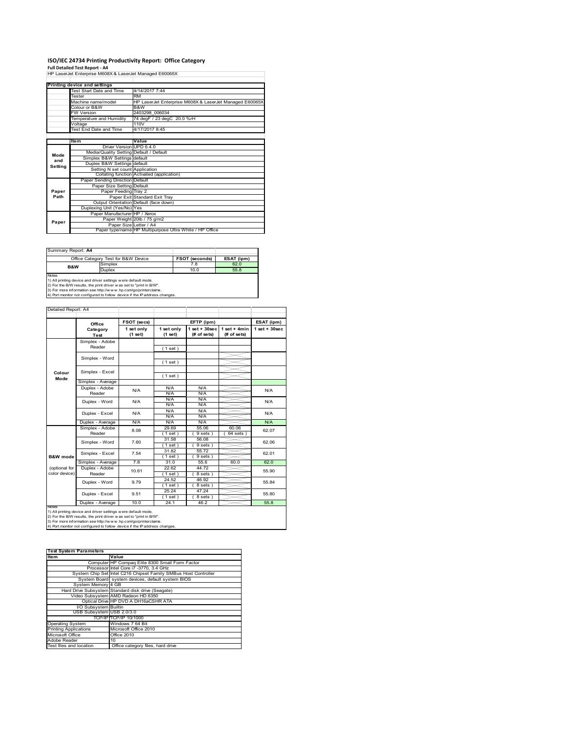# ISO/IEC 24734 Printing Productivity Report: Office Category

**Full Detailed Test Report - A4**

HP LaserJet Enterprise M608X & LaserJet Managed E60065X

| Printing device and settings | |
|---|---|
| Test Start Date and Time | 4/14/2017 7:44 |
| Tester | RM |
| Machine name/model | HP LaserJet Enterprise M608X & LaserJet Managed E60065X |
| Colour or B&W | B&W |
| FW Version | 2403298_006034 |
| Temperature and Humidity | 74 degF / 23 degC 20.0 %rH |
| Voltage | 110V |
| Test End Date and Time | 4/17/2017 8:45 |

| | Item | Value |
|---|---|---|
| Mode and Setting | Driver Version | UPD 6.4.0 |
| | Media/Quality Setting | Default / Default |
| | Simplex B&W Settings | default |
| | Duplex B&W Settings | default |
| | Setting N set count | Application |
| | Collating function | Activated (application) |
| Paper Path | Paper Sending Direction | Default |
| | Paper Size Setting | Default |
| | Paper Feeding | Tray 2 |
| | Paper Exit | Standard Exit Tray |
| | Output Orientation | Default (face down) |
| | Duplexing Unit (Yes/No) | Yes |
| Paper | Paper Manufacturer | HP / Xerox |
| | Paper Weight | 20lb / 75 g/m2 |
| | Paper Size | Letter / A4 |
| | Paper type/name | HP Multipurpose Ultra White / HP Office |

Summary Report: **A4**

| Office Category Test for B&W Device | | FSOT (seconds) | ESAT (ipm) |
|---|---|---|---|
| B&W | Simplex | 7.8 | 62.0 |
| | Duplex | 10.0 | 55.8 |

Notes
1) All printing device and driver settings were default mode.
2) For the B/W results, the print driver was set to "print in B/W".
3) For more information see http://www.hp.com/go/printerclaims.
4) Port monitor not configured to follow device if the IP address changes.

Detailed Report: A4

| | Office Category Test | FSOT (secs) 1 set only (1 set) | EFTP (ipm) 1 set only (1 set) | EFTP (ipm) 1 set + 30sec (# of sets) | EFTP (ipm) 1 set + 4min (# of sets) | ESAT (ipm) 1 set + 30sec |
|---|---|---|---|---|---|---|
| Colour Mode | Simplex - Adobe Reader | | ( 1 set ) | | | |
| | Simplex - Word | | ( 1 set ) | | | |
| | Simplex - Excel | | ( 1 set ) | | | |
| | Simplex - Average | | | | | |
| | Duplex - Adobe Reader | N/A | N/A N/A | N/A N/A | | N/A |
| | Duplex - Word | N/A | N/A N/A | N/A N/A | | N/A |
| | Duplex - Excel | N/A | N/A N/A | N/A N/A | | N/A |
| | Duplex - Average | N/A | N/A | N/A | | N/A |
| B&W mode (optional for color device) | Simplex - Adobe Reader | 8.08 | 29.69 ( 1 set ) | 55.06 ( 9 sets ) | 60.06 ( 64 sets ) | 62.07 |
| | Simplex - Word | 7.60 | 31.58 ( 1 set ) | 56.08 ( 9 sets ) | | 62.06 |
| | Simplex - Excel | 7.54 | 31.82 ( 1 set ) | 55.72 ( 9 sets ) | | 62.01 |
| | Simplex - Average | 7.8 | 31.0 | 55.6 | 60.0 | 62.0 |
| | Duplex - Adobe Reader | 10.61 | 22.62 ( 1 set ) | 44.72 ( 8 sets ) | | 55.90 |
| | Duplex - Word | 9.79 | 24.52 ( 1 set ) | 46.92 ( 8 sets ) | | 55.84 |
| | Duplex - Excel | 9.51 | 25.24 ( 1 set ) | 47.24 ( 8 sets ) | | 55.80 |
| | Duplex - Average | 10.0 | 24.1 | 46.2 | | 55.8 |

Notes
1) All printing device and driver settings were default mode.
2) For the B/W results, the print driver was set to "print in B/W".
3) For more information see http://www.hp.com/go/printerclaims.
4) Port monitor not configured to follow device if the IP address changes.

| Test System Parameters | |
|---|---|
| **Item** | **Value** |
| Computer | HP Compaq Elite 8300 Small Form Factor |
| Processor | Intel Core i7 -3770, 3.4 GHz |
| System Chip Set | Intel C216 Chipset Family SMBus Host Controller |
| System Board | system devices, default system BIOS |
| System Memory | 4 GB |
| Hard Drive Subsystem | Standard disk drive (Seagate) |
| Video Subsystem | AMD Radeon HD 6350 |
| Optical Drive | HP DVD A DH16aCSHR ATA |
| I/O Subsystem | Builtin |
| USB Subsystem | USB 2.0/3.0 |
| TCP/IP | TCP/IP 10/1000 |
| Operating System | Windows 7 64 Bit |
| Printing Applications | Microsoft Office 2010 |
| Microsoft Office | Office 2010 |
| Adobe Reader | 10 |
| Test files and location | Office category files, hard drive |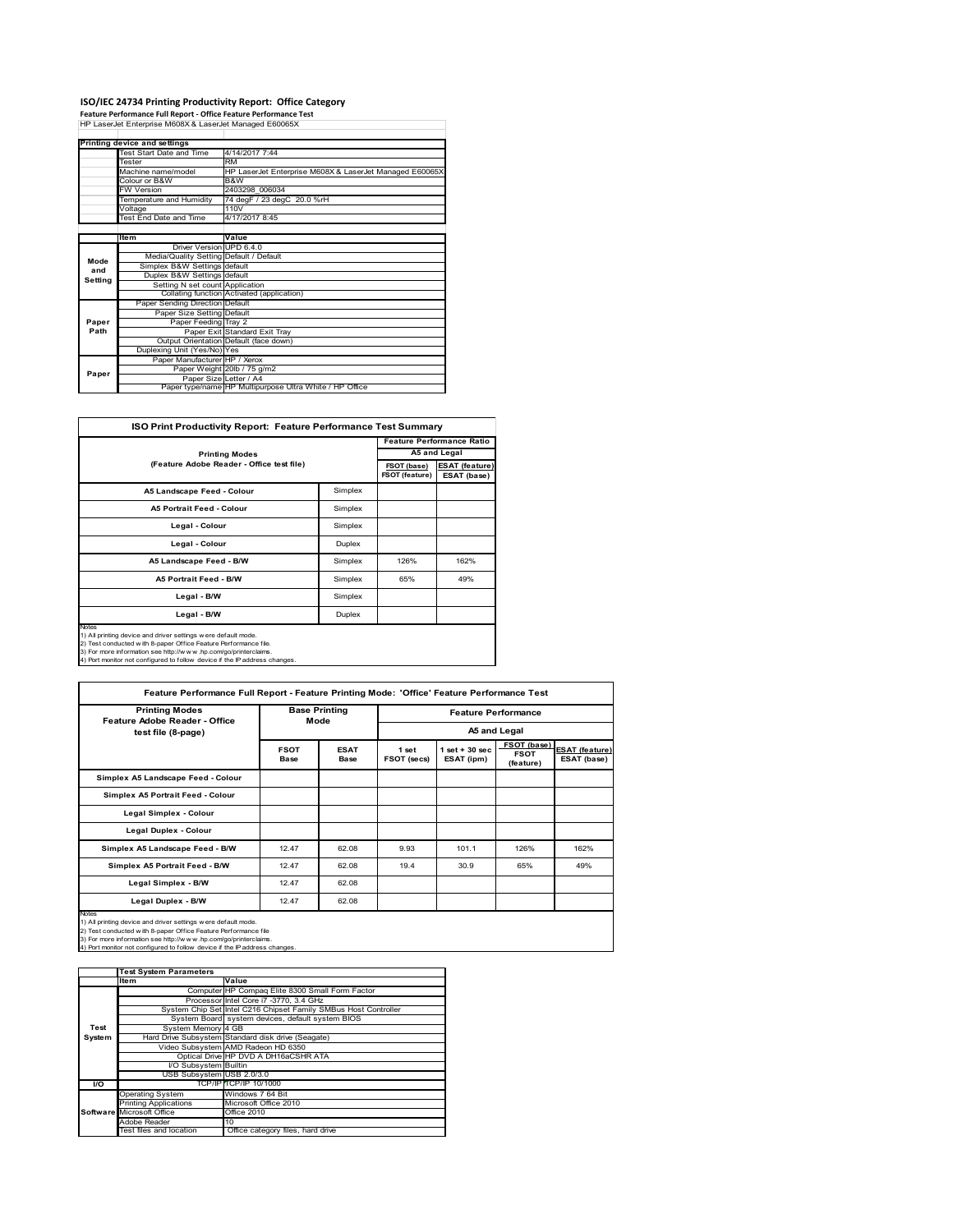# ISO/IEC 24734 Printing Productivity Report: Office Category

**Feature Performance Full Report - Office Feature Performance Test**

HP LaserJet Enterprise M608X & LaserJet Managed E60065X

| Printing device and settings | | |
|---|---|---|
| | Test Start Date and Time | 4/14/2017 7:44 |
| | Tester | RM |
| | Machine name/model | HP LaserJet Enterprise M608X & LaserJet Managed E60065X |
| | Colour or B&W | B&W |
| | FW Version | 2403298_006034 |
| | Temperature and Humidity | 74 degF / 23 degC 20.0 %rH |
| | Voltage | 110V |
| | Test End Date and Time | 4/17/2017 8:45 |

| | Item | Value |
|---|---|---|
| Mode and Setting | Driver Version | UPD 6.4.0 |
| | Media/Quality Setting | Default / Default |
| | Simplex B&W Settings | default |
| | Duplex B&W Settings | default |
| | Setting N set count | Application |
| | Collating function | Activated (application) |
| Paper Path | Paper Sending Direction | Default |
| | Paper Size Setting | Default |
| | Paper Feeding | Tray 2 |
| | Paper Exit | Standard Exit Tray |
| | Output Orientation | Default (face down) |
| | Duplexing Unit (Yes/No) | Yes |
| Paper | Paper Manufacturer | HP / Xerox |
| | Paper Weight | 20lb / 75 g/m2 |
| | Paper Size | Letter / A4 |
| | Paper type/name | HP Multipurpose Ultra White / HP Office |

## ISO Print Productivity Report: Feature Performance Test Summary

| Printing Modes (Feature Adobe Reader - Office test file) | | Feature Performance Ratio A5 and Legal | |
|---|---|---|---|
| | | FSOT (base) / FSOT (feature) | ESAT (feature) / ESAT (base) |
| A5 Landscape Feed - Colour | Simplex | | |
| A5 Portrait Feed - Colour | Simplex | | |
| Legal - Colour | Simplex | | |
| Legal - Colour | Duplex | | |
| A5 Landscape Feed - B/W | Simplex | 126% | 162% |
| A5 Portrait Feed - B/W | Simplex | 65% | 49% |
| Legal - B/W | Simplex | | |
| Legal - B/W | Duplex | | |

Notes
1) All printing device and driver settings were default mode.
2) Test conducted with 8-paper Office Feature Performance file.
3) For more information see http://www.hp.com/go/printerclaims.
4) Port monitor not configured to follow device if the IP address changes.

## Feature Performance Full Report - Feature Printing Mode: 'Office' Feature Performance Test

| Printing Modes Feature Adobe Reader - Office test file (8-page) | Base Printing Mode | | Feature Performance A5 and Legal | | | |
|---|---|---|---|---|---|---|
| | FSOT Base | ESAT Base | 1 set FSOT (secs) | 1 set + 30 sec ESAT (ipm) | FSOT (base) / FSOT (feature) | ESAT (feature) / ESAT (base) |
| Simplex A5 Landscape Feed - Colour | | | | | | |
| Simplex A5 Portrait Feed - Colour | | | | | | |
| Legal Simplex - Colour | | | | | | |
| Legal Duplex - Colour | | | | | | |
| Simplex A5 Landscape Feed - B/W | 12.47 | 62.08 | 9.93 | 101.1 | 126% | 162% |
| Simplex A5 Portrait Feed - B/W | 12.47 | 62.08 | 19.4 | 30.9 | 65% | 49% |
| Legal Simplex - B/W | 12.47 | 62.08 | | | | |
| Legal Duplex - B/W | 12.47 | 62.08 | | | | |

Notes
1) All printing device and driver settings were default mode.
2) Test conducted with 8-paper Office Feature Performance file
3) For more information see http://www.hp.com/go/printerclaims.
4) Port monitor not configured to follow device if the IP address changes.

| | Test System Parameters | |
|---|---|---|
| | Item | Value |
| Test System | Computer | HP Compaq Elite 8300 Small Form Factor |
| | Processor | Intel Core i7 -3770, 3.4 GHz |
| | System Chip Set | Intel C216 Chipset Family SMBus Host Controller |
| | System Board | system devices, default system BIOS |
| | System Memory | 4 GB |
| | Hard Drive Subsystem | Standard disk drive (Seagate) |
| | Video Subsystem | AMD Radeon HD 6350 |
| | Optical Drive | HP DVD A DH16aCSHR ATA |
| | I/O Subsystem | Builtin |
| | USB Subsystem | USB 2.0/3.0 |
| I/O | TCP/IP | TCP/IP 10/1000 |
| Software | Operating System | Windows 7 64 Bit |
| | Printing Applications | Microsoft Office 2010 |
| | Microsoft Office | Office 2010 |
| | Adobe Reader | 10 |
| | Test files and location | Office category files, hard drive |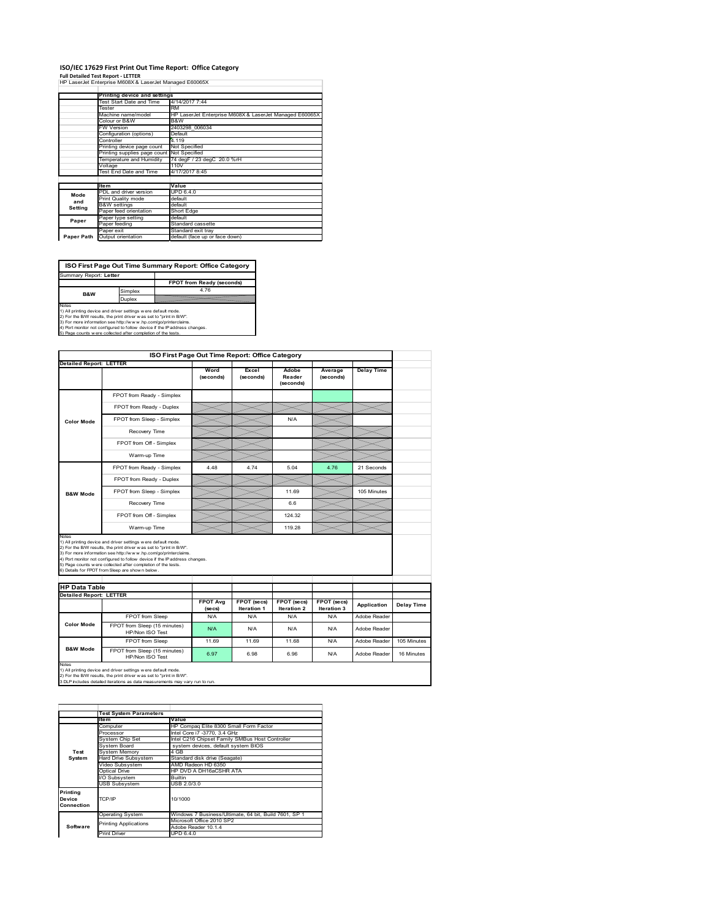# ISO/IEC 17629 First Print Out Time Report: Office Category

**Full Detailed Test Report - LETTER**

HP LaserJet Enterprise M608X & LaserJet Managed E60065X

| | Printing device and settings | |
|---|---|---|
| | Test Start Date and Time | 4/14/2017 7:44 |
| | Tester | RM |
| | Machine name/model | HP LaserJet Enterprise M608X & LaserJet Managed E60065X |
| | Colour or B&W | B&W |
| | FW Version | 2403298_006034 |
| | Configuration (options) | Default |
| | Controller | 4.119 |
| | Printing device page count | Not Specified |
| | Printing supplies page count | Not Specified |
| | Temperature and Humidity | 74 degF / 23 degC 20.0 %rH |
| | Voltage | 110V |
| | Test End Date and Time | 4/17/2017 8:45 |

| | Item | Value |
|---|---|---|
| Mode and Setting | PDL and driver version | UPD 6.4.0 |
| | Print Quality mode | default |
| | B&W settings | default |
| | Paper feed orientation | Short Edge |
| Paper | Paper type setting | default |
| | Paper feeding | Standard cassette |
| | Paper exit | Standard exit tray |
| Paper Path | Output orientation | default (face up or face down) |

**ISO First Page Out Time Summary Report: Office Category**

Summary Report: **Letter**

| | | FPOT from Ready (seconds) |
|---|---|---|
| B&W | Simplex | 4.76 |
| | Duplex | |

Notes
1) All printing device and driver settings were default mode.
2) For the B/W results, the print driver was set to "print in B/W".
3) For more information see http://www.hp.com/go/printerclaims.
4) Port monitor not configured to follow device if the IP address changes.
5) Page counts were collected after completion of the tests.

**ISO First Page Out Time Report: Office Category**

Detailed Report: **LETTER**

| | | Word (seconds) | Excel (seconds) | Adobe Reader (seconds) | Average (seconds) | Delay Time |
|---|---|---|---|---|---|---|
| Color Mode | FPOT from Ready - Simplex | | | | | |
| | FPOT from Ready - Duplex | | | | | |
| | FPOT from Sleep - Simplex | | | N/A | | |
| | Recovery Time | | | | | |
| | FPOT from Off - Simplex | | | | | |
| | Warm-up Time | | | | | |
| B&W Mode | FPOT from Ready - Simplex | 4.48 | 4.74 | 5.04 | 4.76 | 21 Seconds |
| | FPOT from Ready - Duplex | | | | | |
| | FPOT from Sleep - Simplex | | | 11.69 | | 105 Minutes |
| | Recovery Time | | | 6.6 | | |
| | FPOT from Off - Simplex | | | 124.32 | | |
| | Warm-up Time | | | 119.28 | | |

Notes
1) All printing device and driver settings were default mode.
2) For the B/W results, the print driver was set to "print in B/W".
3) For more information see http://www.hp.com/go/printerclaims.
4) Port monitor not configured to follow device if the IP address changes.
5) Page counts were collected after completion of the tests.
6) Details for FPOT from Sleep are shown below.

**HP Data Table**

Detailed Report: **LETTER**

| | | FPOT Avg (secs) | FPOT (secs) Iteration 1 | FPOT (secs) Iteration 2 | FPOT (secs) Iteration 3 | Application | Delay Time |
|---|---|---|---|---|---|---|---|
| Color Mode | FPOT from Sleep | N/A | N/A | N/A | N/A | Adobe Reader | |
| | FPOT from Sleep (15 minutes) HP/Non ISO Test | N/A | N/A | N/A | N/A | Adobe Reader | |
| B&W Mode | FPOT from Sleep | 11.69 | 11.69 | 11.68 | N/A | Adobe Reader | 105 Minutes |
| | FPOT from Sleep (15 minutes) HP/Non ISO Test | 6.97 | 6.98 | 6.96 | N/A | Adobe Reader | 16 Minutes |

Notes
1) All printing device and driver settings were default mode.
2) For the B/W results, the print driver was set to "print in B/W".
3 DLP includes detailed iterations as data measurements may vary run to run.

| | Test System Parameters | |
|---|---|---|
| | Item | Value |
| Test System | Computer | HP Compaq Elite 8300 Small Form Factor |
| | Processor | Intel Core i7 -3770, 3.4 GHz |
| | System Chip Set | Intel C216 Chipset Family SMBus Host Controller |
| | System Board | system devices, default system BIOS |
| | System Memory | 4 GB |
| | Hard Drive Subsystem | Standard disk drive (Seagate) |
| | Video Subsystem | AMD Radeon HD 6350 |
| | Optical Drive | HP DVD A DH16aCSHR ATA |
| | I/O Subsystem | Builtin |
| | USB Subsystem | USB 2.0/3.0 |
| Printing Device Connection | TCP/IP | 10/1000 |
| Software | Operating System | Windows 7 Business/Ultimate, 64 bit, Build 7601, SP 1 |
| | Printing Applications | Microsoft Office 2010 SP2 |
| | | Adobe Reader 10.1.4 |
| | Print Driver | UPD 6.4.0 |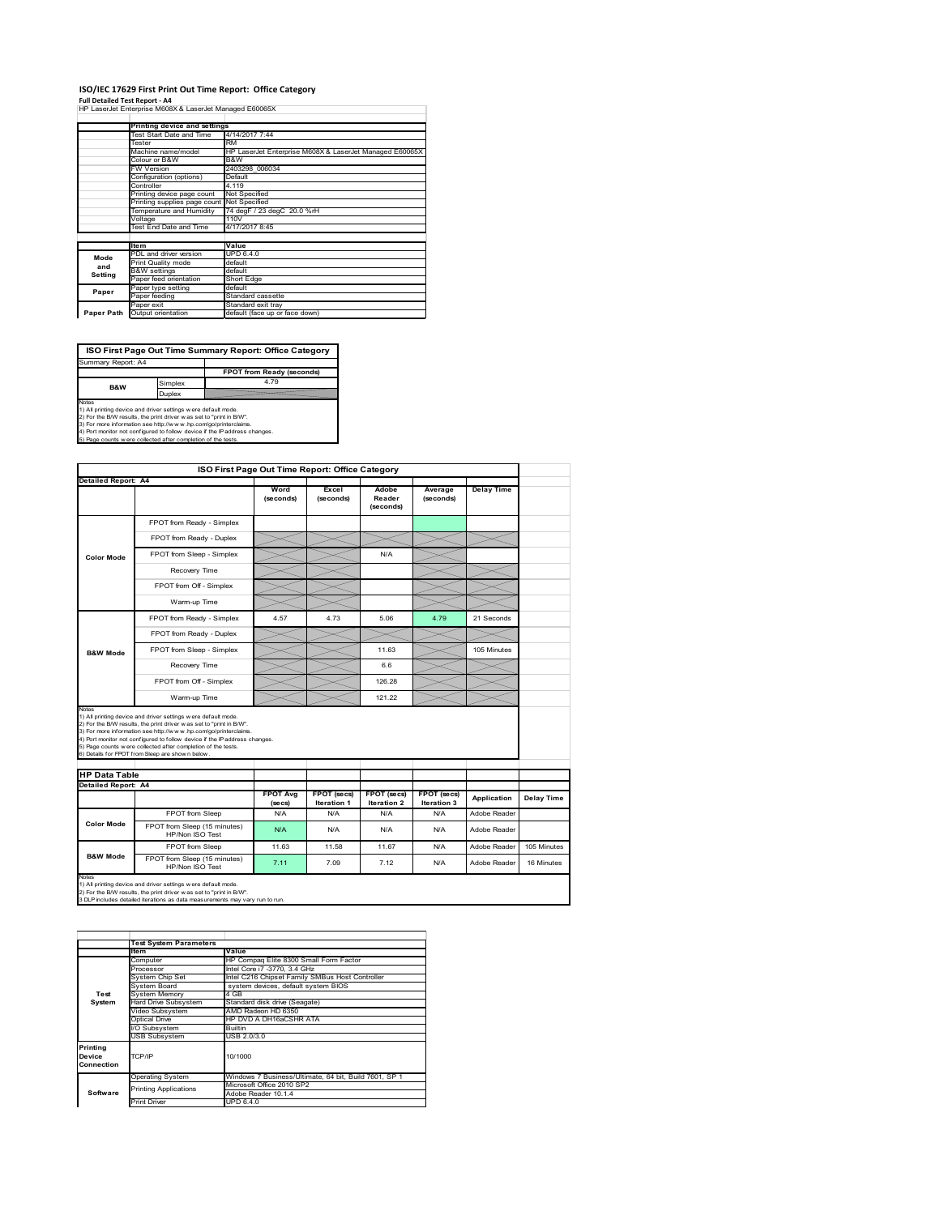# ISO/IEC 17629 First Print Out Time Report: Office Category

**Full Detailed Test Report - A4**

HP LaserJet Enterprise M608X & LaserJet Managed E60065X

| | Printing device and settings | |
|---|---|---|
| | Test Start Date and Time | 4/14/2017 7:44 |
| | Tester | RM |
| | Machine name/model | HP LaserJet Enterprise M608X & LaserJet Managed E60065X |
| | Colour or B&W | B&W |
| | FW Version | 2403298_006034 |
| | Configuration (options) | Default |
| | Controller | 4.119 |
| | Printing device page count | Not Specified |
| | Printing supplies page count | Not Specified |
| | Temperature and Humidity | 74 degF / 23 degC 20.0 %rH |
| | Voltage | 110V |
| | Test End Date and Time | 4/17/2017 8:45 |

| | Item | Value |
|---|---|---|
| Mode and Setting | PDL and driver version | UPD 6.4.0 |
| | Print Quality mode | default |
| | B&W settings | default |
| | Paper feed orientation | Short Edge |
| Paper | Paper type setting | default |
| | Paper feeding | Standard cassette |
| | Paper exit | Standard exit tray |
| Paper Path | Output orientation | default (face up or face down) |

## ISO First Page Out Time Summary Report: Office Category

Summary Report: A4

| | | FPOT from Ready (seconds) |
|---|---|---|
| B&W | Simplex | 4.79 |
| | Duplex | |

Notes
1) All printing device and driver settings were default mode.
2) For the B/W results, the print driver was set to "print in B/W".
3) For more information see http://www.hp.com/go/printerclaims.
4) Port monitor not configured to follow device if the IP address changes.
5) Page counts were collected after completion of the tests.

## ISO First Page Out Time Report: Office Category

Detailed Report: A4

| | | Word (seconds) | Excel (seconds) | Adobe Reader (seconds) | Average (seconds) | Delay Time |
|---|---|---|---|---|---|---|
| Color Mode | FPOT from Ready - Simplex | | | | | |
| | FPOT from Ready - Duplex | | | | | |
| | FPOT from Sleep - Simplex | | | N/A | | |
| | Recovery Time | | | | | |
| | FPOT from Off - Simplex | | | | | |
| | Warm-up Time | | | | | |
| B&W Mode | FPOT from Ready - Simplex | 4.57 | 4.73 | 5.06 | 4.79 | 21 Seconds |
| | FPOT from Ready - Duplex | | | | | |
| | FPOT from Sleep - Simplex | | | 11.63 | | 105 Minutes |
| | Recovery Time | | | 6.6 | | |
| | FPOT from Off - Simplex | | | 126.28 | | |
| | Warm-up Time | | | 121.22 | | |

Notes
1) All printing device and driver settings were default mode.
2) For the B/W results, the print driver was set to "print in B/W".
3) For more information see http://www.hp.com/go/printerclaims.
4) Port monitor not configured to follow device if the IP address changes.
5) Page counts were collected after completion of the tests.
6) Details for FPOT from Sleep are shown below.

## HP Data Table

Detailed Report: A4

| | | FPOT Avg (secs) | FPOT (secs) Iteration 1 | FPOT (secs) Iteration 2 | FPOT (secs) Iteration 3 | Application | Delay Time |
|---|---|---|---|---|---|---|---|
| Color Mode | FPOT from Sleep | N/A | N/A | N/A | N/A | Adobe Reader | |
| | FPOT from Sleep (15 minutes) HP/Non ISO Test | N/A | N/A | N/A | N/A | Adobe Reader | |
| B&W Mode | FPOT from Sleep | 11.63 | 11.58 | 11.67 | N/A | Adobe Reader | 105 Minutes |
| | FPOT from Sleep (15 minutes) HP/Non ISO Test | 7.11 | 7.09 | 7.12 | N/A | Adobe Reader | 16 Minutes |

Notes
1) All printing device and driver settings were default mode.
2) For the B/W results, the print driver was set to "print in B/W".
3 DLP includes detailed iterations as data measurements may vary run to run.

| | Test System Parameters | |
|---|---|---|
| | Item | Value |
| Test System | Computer | HP Compaq Elite 8300 Small Form Factor |
| | Processor | Intel Core i7 -3770, 3.4 GHz |
| | System Chip Set | Intel C216 Chipset Family SMBus Host Controller |
| | System Board | system devices, default system BIOS |
| | System Memory | 4 GB |
| | Hard Drive Subsystem | Standard disk drive (Seagate) |
| | Video Subsystem | AMD Radeon HD 6350 |
| | Optical Drive | HP DVD A DH16aCSHR ATA |
| | I/O Subsystem | Builtin |
| | USB Subsystem | USB 2.0/3.0 |
| Printing Device Connection | TCP/IP | 10/1000 |
| Software | Operating System | Windows 7 Business/Ultimate, 64 bit, Build 7601, SP 1 |
| | Printing Applications | Microsoft Office 2010 SP2 |
| | | Adobe Reader 10.1.4 |
| | Print Driver | UPD 6.4.0 |